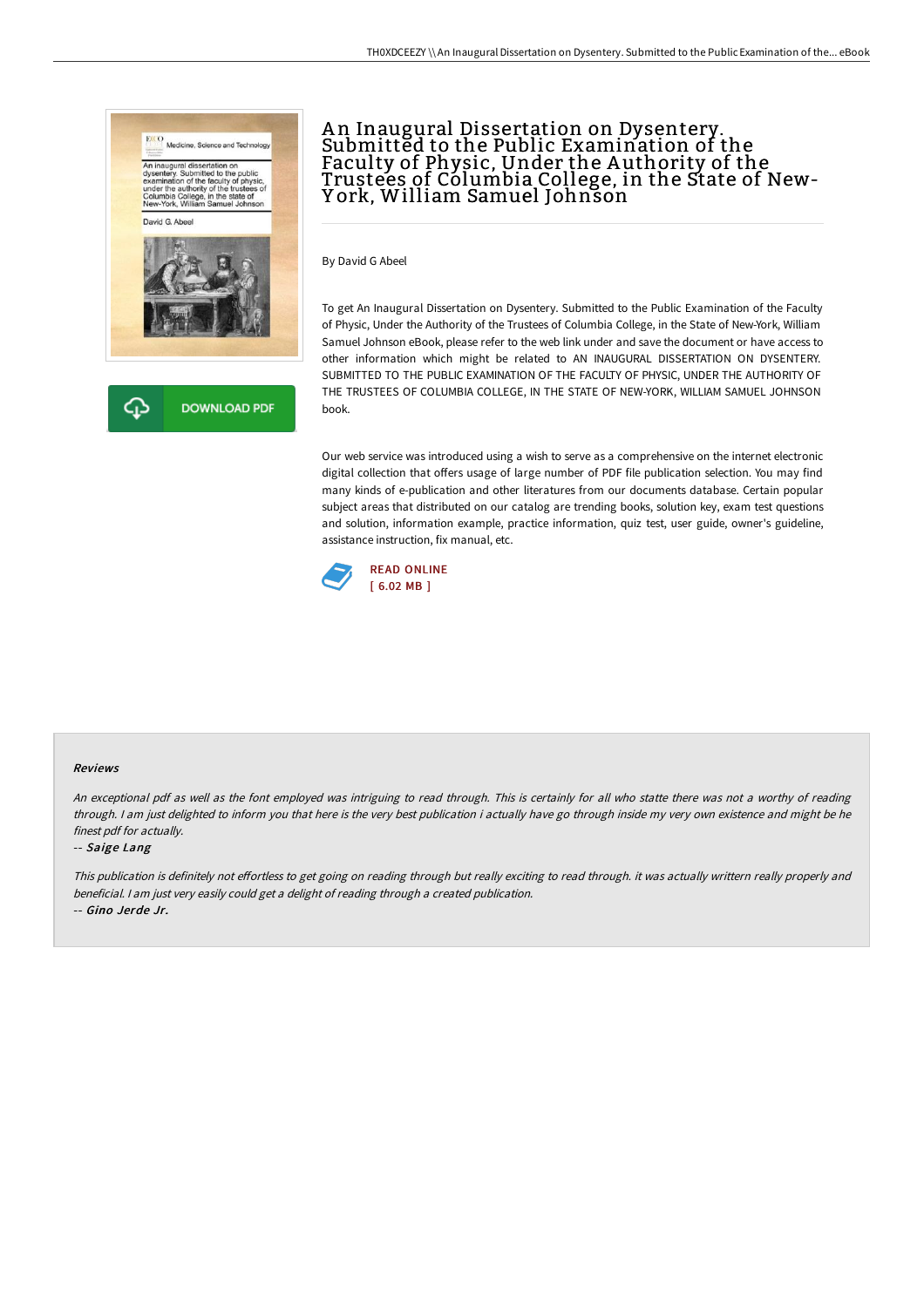# An Inaugural Dissertation on Dysentery. Submitted to the Public Examination of the Faculty of Physic, Under the Authority of the Trustees of Columbia College, in the State of New-York, William Samuel Johnson

By David G Abeel

To get An Inaugural Dissertation on Dysentery. Submitted to the Public Examination of the Faculty of Physic, Under the Authority of the Trustees of Columbia College, in the State of New-York, William Samuel Johnson eBook, please refer to the web link under and save the document or have access to other information which might be related to AN INAUGURAL DISSERTATION ON DYSENTERY. SUBMITTED TO THE PUBLIC EXAMINATION OF THE FACULTY OF PHYSIC, UNDER THE AUTHORITY OF THE TRUSTEES OF COLUMBIA COLLEGE, IN THE STATE OF NEW-YORK, WILLIAM SAMUEL JOHNSON book.

Our web service was introduced using a wish to serve as a comprehensive on the internet electronic digital collection that offers usage of large number of PDF file publication selection. You may find many kinds of e-publication and other literatures from our documents database. Certain popular subject areas that distributed on our catalog are trending books, solution key, exam test questions and solution, information example, practice information, quiz test, user guide, owner's guideline, assistance instruction, fix manual, etc.

READ ONLINE
[ 6.02 MB ]

DOWNLOAD PDF

## Reviews

*An exceptional pdf as well as the font employed was intriguing to read through. This is certainly for all who statte there was not a worthy of reading through. I am just delighted to inform you that here is the very best publication i actually have go through inside my very own existence and might be he finest pdf for actually.*

-- *Saige Lang*

*This publication is definitely not effortless to get going on reading through but really exciting to read through. it was actually writtern really properly and beneficial. I am just very easily could get a delight of reading through a created publication.*

-- *Gino Jerde Jr.*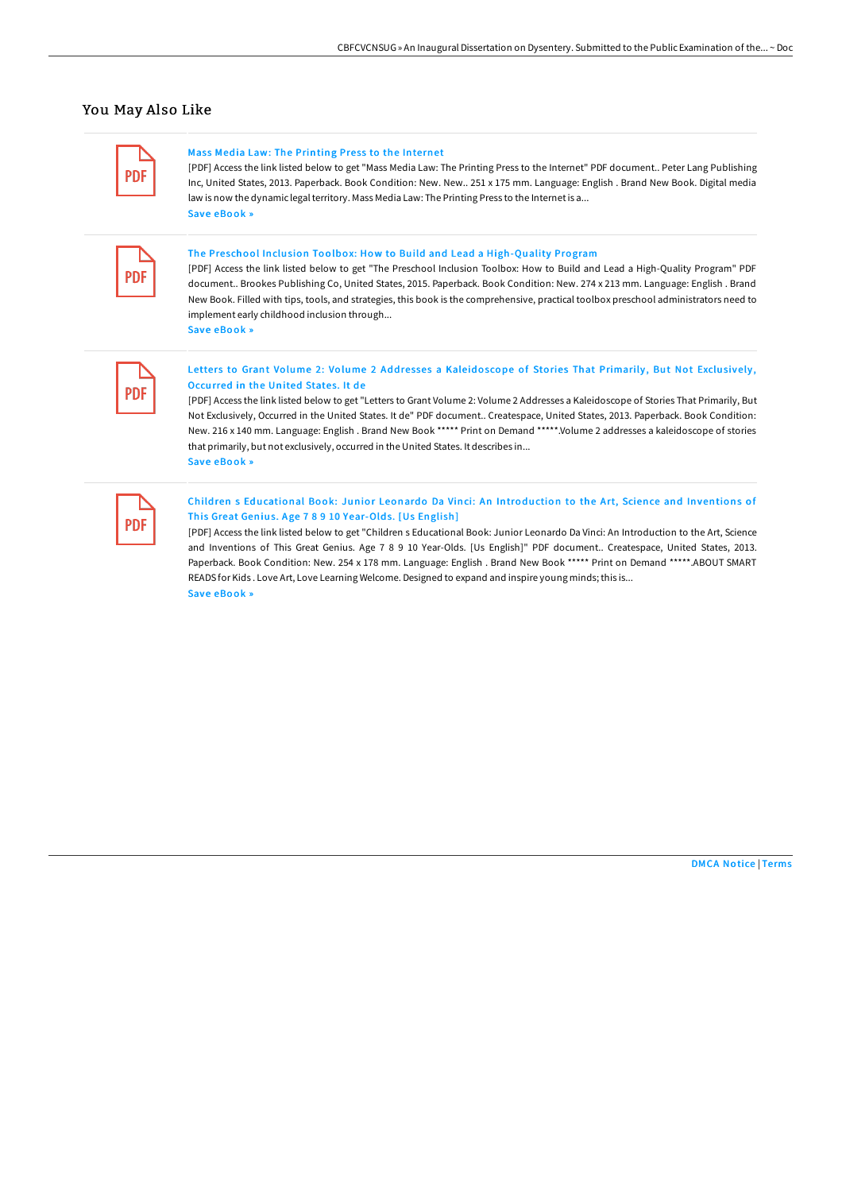## You May Also Like

PDF

**Mass Media Law: The Printing Press to the Internet**

[PDF] Access the link listed below to get "Mass Media Law: The Printing Press to the Internet" PDF document.. Peter Lang Publishing Inc, United States, 2013. Paperback. Book Condition: New. New.. 251 x 175 mm. Language: English . Brand New Book. Digital media law is now the dynamic legal territory. Mass Media Law: The Printing Press to the Internet is a...

Save eBook »

PDF

**The Preschool Inclusion Toolbox: How to Build and Lead a High-Quality Program**

[PDF] Access the link listed below to get "The Preschool Inclusion Toolbox: How to Build and Lead a High-Quality Program" PDF document.. Brookes Publishing Co, United States, 2015. Paperback. Book Condition: New. 274 x 213 mm. Language: English . Brand New Book. Filled with tips, tools, and strategies, this book is the comprehensive, practical toolbox preschool administrators need to implement early childhood inclusion through...

Save eBook »

PDF

**Letters to Grant Volume 2: Volume 2 Addresses a Kaleidoscope of Stories That Primarily, But Not Exclusively, Occurred in the United States. It de**

[PDF] Access the link listed below to get "Letters to Grant Volume 2: Volume 2 Addresses a Kaleidoscope of Stories That Primarily, But Not Exclusively, Occurred in the United States. It de" PDF document.. Createspace, United States, 2013. Paperback. Book Condition: New. 216 x 140 mm. Language: English . Brand New Book ***** Print on Demand *****.Volume 2 addresses a kaleidoscope of stories that primarily, but not exclusively, occurred in the United States. It describes in...

Save eBook »

PDF

**Children s Educational Book: Junior Leonardo Da Vinci: An Introduction to the Art, Science and Inventions of This Great Genius. Age 7 8 9 10 Year-Olds. [Us English]**

[PDF] Access the link listed below to get "Children s Educational Book: Junior Leonardo Da Vinci: An Introduction to the Art, Science and Inventions of This Great Genius. Age 7 8 9 10 Year-Olds. [Us English]" PDF document.. Createspace, United States, 2013. Paperback. Book Condition: New. 254 x 178 mm. Language: English . Brand New Book ***** Print on Demand *****.ABOUT SMART READS for Kids . Love Art, Love Learning Welcome. Designed to expand and inspire young minds; this is...

Save eBook »